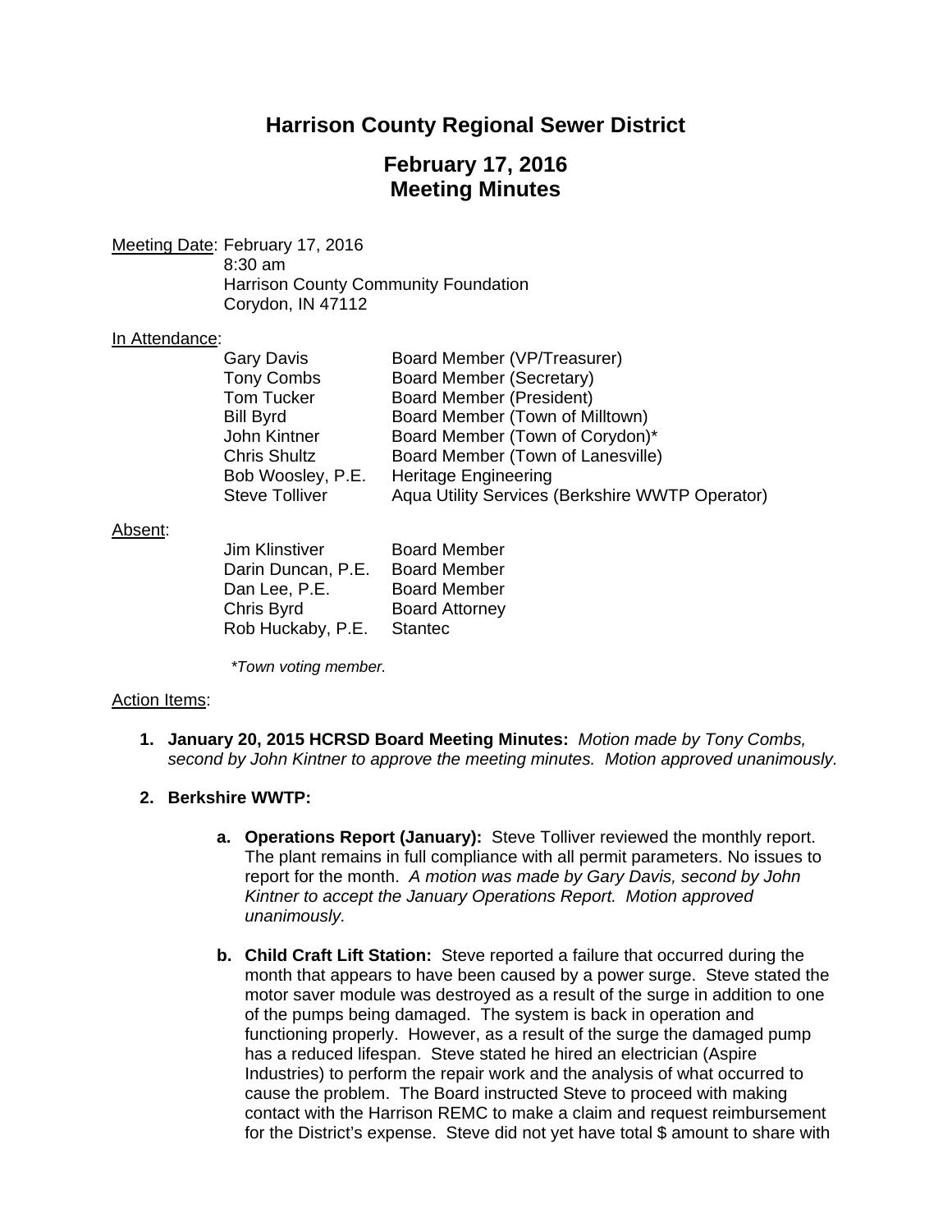# Harrison County Regional Sewer District

## February 17, 2016
## Meeting Minutes

Meeting Date: February 17, 2016
8:30 am
Harrison County Community Foundation
Corydon, IN 47112

In Attendance:

| | |
|---|---|
| Gary Davis | Board Member (VP/Treasurer) |
| Tony Combs | Board Member (Secretary) |
| Tom Tucker | Board Member (President) |
| Bill Byrd | Board Member (Town of Milltown) |
| John Kintner | Board Member (Town of Corydon)* |
| Chris Shultz | Board Member (Town of Lanesville) |
| Bob Woosley, P.E. | Heritage Engineering |
| Steve Tolliver | Aqua Utility Services (Berkshire WWTP Operator) |

Absent:

| | |
|---|---|
| Jim Klinstiver | Board Member |
| Darin Duncan, P.E. | Board Member |
| Dan Lee, P.E. | Board Member |
| Chris Byrd | Board Attorney |
| Rob Huckaby, P.E. | Stantec |

*\*Town voting member.*

Action Items:

1. **January 20, 2015 HCRSD Board Meeting Minutes:** *Motion made by Tony Combs, second by John Kintner to approve the meeting minutes. Motion approved unanimously.*

2. **Berkshire WWTP:**

   a. **Operations Report (January):** Steve Tolliver reviewed the monthly report. The plant remains in full compliance with all permit parameters. No issues to report for the month. *A motion was made by Gary Davis, second by John Kintner to accept the January Operations Report. Motion approved unanimously.*

   b. **Child Craft Lift Station:** Steve reported a failure that occurred during the month that appears to have been caused by a power surge. Steve stated the motor saver module was destroyed as a result of the surge in addition to one of the pumps being damaged. The system is back in operation and functioning properly. However, as a result of the surge the damaged pump has a reduced lifespan. Steve stated he hired an electrician (Aspire Industries) to perform the repair work and the analysis of what occurred to cause the problem. The Board instructed Steve to proceed with making contact with the Harrison REMC to make a claim and request reimbursement for the District's expense. Steve did not yet have total $ amount to share with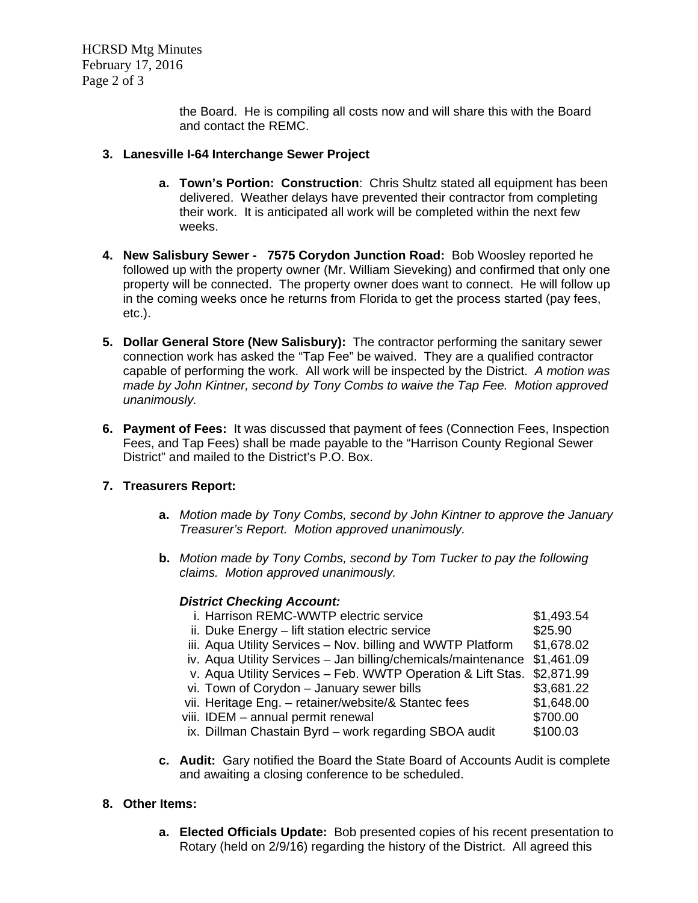the Board. He is compiling all costs now and will share this with the Board and contact the REMC.

3. **Lanesville I-64 Interchange Sewer Project**

    a. **Town's Portion: Construction**: Chris Shultz stated all equipment has been delivered. Weather delays have prevented their contractor from completing their work. It is anticipated all work will be completed within the next few weeks.

4. **New Salisbury Sewer - 7575 Corydon Junction Road:** Bob Woosley reported he followed up with the property owner (Mr. William Sieveking) and confirmed that only one property will be connected. The property owner does want to connect. He will follow up in the coming weeks once he returns from Florida to get the process started (pay fees, etc.).

5. **Dollar General Store (New Salisbury):** The contractor performing the sanitary sewer connection work has asked the "Tap Fee" be waived. They are a qualified contractor capable of performing the work. All work will be inspected by the District. *A motion was made by John Kintner, second by Tony Combs to waive the Tap Fee. Motion approved unanimously.*

6. **Payment of Fees:** It was discussed that payment of fees (Connection Fees, Inspection Fees, and Tap Fees) shall be made payable to the "Harrison County Regional Sewer District" and mailed to the District's P.O. Box.

7. **Treasurers Report:**

    a. *Motion made by Tony Combs, second by John Kintner to approve the January Treasurer's Report. Motion approved unanimously.*

    b. *Motion made by Tony Combs, second by Tom Tucker to pay the following claims. Motion approved unanimously.*

    ***District Checking Account:***

    | | |
    |---|---|
    | i. Harrison REMC-WWTP electric service | $1,493.54 |
    | ii. Duke Energy – lift station electric service | $25.90 |
    | iii. Aqua Utility Services – Nov. billing and WWTP Platform | $1,678.02 |
    | iv. Aqua Utility Services – Jan billing/chemicals/maintenance | $1,461.09 |
    | v. Aqua Utility Services – Feb. WWTP Operation & Lift Stas. | $2,871.99 |
    | vi. Town of Corydon – January sewer bills | $3,681.22 |
    | vii. Heritage Eng. – retainer/website/& Stantec fees | $1,648.00 |
    | viii. IDEM – annual permit renewal | $700.00 |
    | ix. Dillman Chastain Byrd – work regarding SBOA audit | $100.03 |

    c. **Audit:** Gary notified the Board the State Board of Accounts Audit is complete and awaiting a closing conference to be scheduled.

8. **Other Items:**

    a. **Elected Officials Update:** Bob presented copies of his recent presentation to Rotary (held on 2/9/16) regarding the history of the District. All agreed this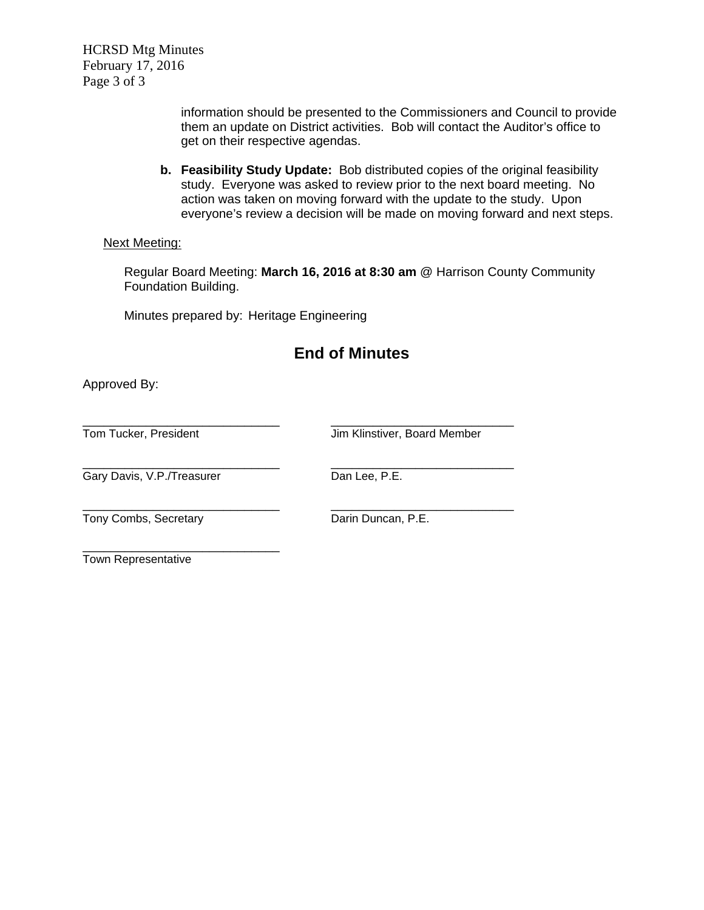information should be presented to the Commissioners and Council to provide them an update on District activities. Bob will contact the Auditor's office to get on their respective agendas.

**b. Feasibility Study Update:** Bob distributed copies of the original feasibility study. Everyone was asked to review prior to the next board meeting. No action was taken on moving forward with the update to the study. Upon everyone's review a decision will be made on moving forward and next steps.

Next Meeting:

Regular Board Meeting: **March 16, 2016 at 8:30 am** @ Harrison County Community Foundation Building.

Minutes prepared by: Heritage Engineering

## End of Minutes

Approved By:

| | |
|---|---|
| ______________________________ | ______________________________ |
| Tom Tucker, President | Jim Klinstiver, Board Member |
| ______________________________ | ______________________________ |
| Gary Davis, V.P./Treasurer | Dan Lee, P.E. |
| ______________________________ | ______________________________ |
| Tony Combs, Secretary | Darin Duncan, P.E. |
| ______________________________ | |
| Town Representative | |